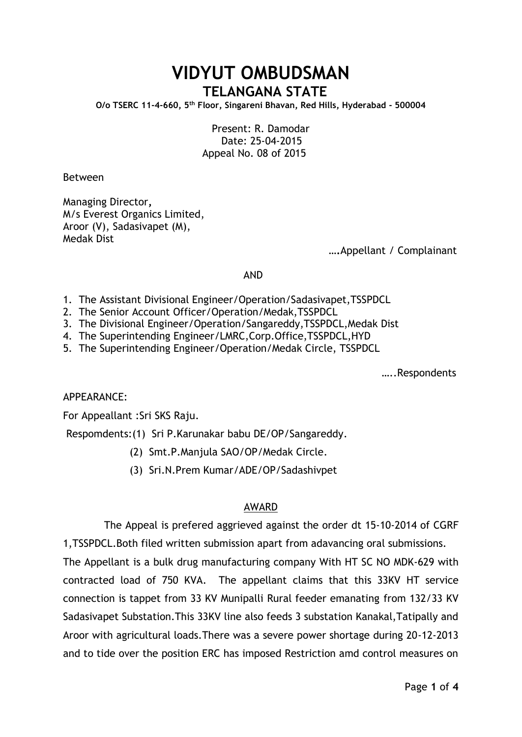# VIDYUT OMBUDSMAN

## TELANGANA STATE

**O/o TSERC 11-4-660, 5th Floor, Singareni Bhavan, Red Hills, Hyderabad - 500004**

Present: R. Damodar
Date: 25-04-2015
Appeal No. 08 of 2015

Between

Managing Director,
M/s Everest Organics Limited,
Aroor (V), Sadasivapet (M),
Medak Dist

….Appellant / Complainant

AND

1. The Assistant Divisional Engineer/Operation/Sadasivapet,TSSPDCL
2. The Senior Account Officer/Operation/Medak,TSSPDCL
3. The Divisional Engineer/Operation/Sangareddy,TSSPDCL,Medak Dist
4. The Superintending Engineer/LMRC,Corp.Office,TSSPDCL,HYD
5. The Superintending Engineer/Operation/Medak Circle, TSSPDCL

…..Respondents

APPEARANCE:

For Appellant :Sri SKS Raju.

Respomdents:(1) Sri P.Karunakar babu DE/OP/Sangareddy.

(2) Smt.P.Manjula SAO/OP/Medak Circle.

(3) Sri.N.Prem Kumar/ADE/OP/Sadashivpet

## AWARD

The Appeal is prefered aggrieved against the order dt 15-10-2014 of CGRF 1,TSSPDCL.Both filed written submission apart from adavancing oral submissions. The Appellant is a bulk drug manufacturing company With HT SC NO MDK-629 with contracted load of 750 KVA. The appellant claims that this 33KV HT service connection is tappet from 33 KV Munipalli Rural feeder emanating from 132/33 KV Sadasivapet Substation.This 33KV line also feeds 3 substation Kanakal,Tatipally and Aroor with agricultural loads.There was a severe power shortage during 20-12-2013 and to tide over the position ERC has imposed Restriction amd control measures on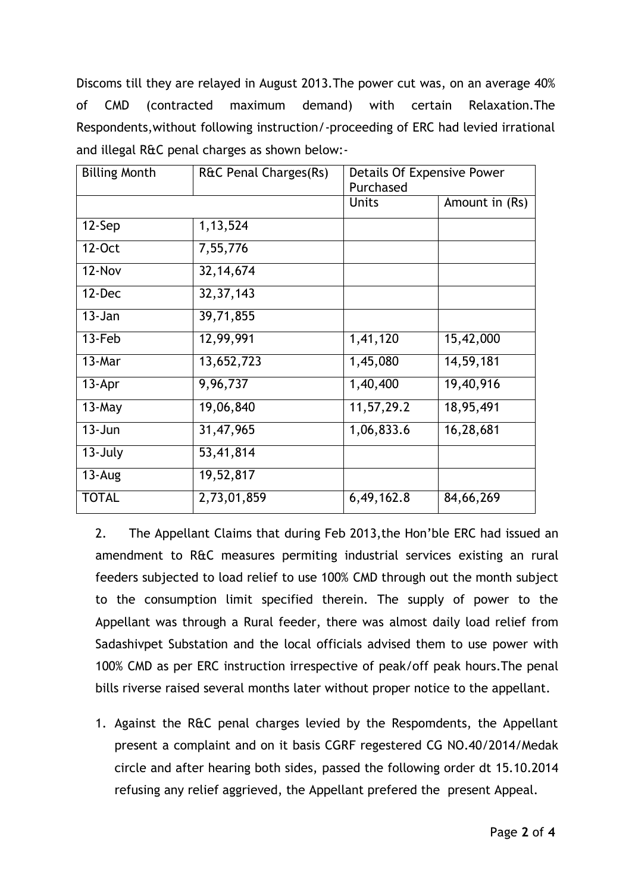Discoms till they are relayed in August 2013.The power cut was, on an average 40% of CMD (contracted maximum demand) with certain Relaxation.The Respondents,without following instruction/-proceeding of ERC had levied irrational and illegal R&C penal charges as shown below:-

| Billing Month | R&C Penal Charges(Rs) | Details Of Expensive Power Purchased | |
|---|---|---|---|
| | | Units | Amount in (Rs) |
| 12-Sep | 1,13,524 | | |
| 12-Oct | 7,55,776 | | |
| 12-Nov | 32,14,674 | | |
| 12-Dec | 32,37,143 | | |
| 13-Jan | 39,71,855 | | |
| 13-Feb | 12,99,991 | 1,41,120 | 15,42,000 |
| 13-Mar | 13,652,723 | 1,45,080 | 14,59,181 |
| 13-Apr | 9,96,737 | 1,40,400 | 19,40,916 |
| 13-May | 19,06,840 | 11,57,29.2 | 18,95,491 |
| 13-Jun | 31,47,965 | 1,06,833.6 | 16,28,681 |
| 13-July | 53,41,814 | | |
| 13-Aug | 19,52,817 | | |
| TOTAL | 2,73,01,859 | 6,49,162.8 | 84,66,269 |

2. The Appellant Claims that during Feb 2013,the Hon'ble ERC had issued an amendment to R&C measures permiting industrial services existing an rural feeders subjected to load relief to use 100% CMD through out the month subject to the consumption limit specified therein. The supply of power to the Appellant was through a Rural feeder, there was almost daily load relief from Sadashivpet Substation and the local officials advised them to use power with 100% CMD as per ERC instruction irrespective of peak/off peak hours.The penal bills riverse raised several months later without proper notice to the appellant.

1. Against the R&C penal charges levied by the Respomdents, the Appellant present a complaint and on it basis CGRF regestered CG NO.40/2014/Medak circle and after hearing both sides, passed the following order dt 15.10.2014 refusing any relief aggrieved, the Appellant prefered the present Appeal.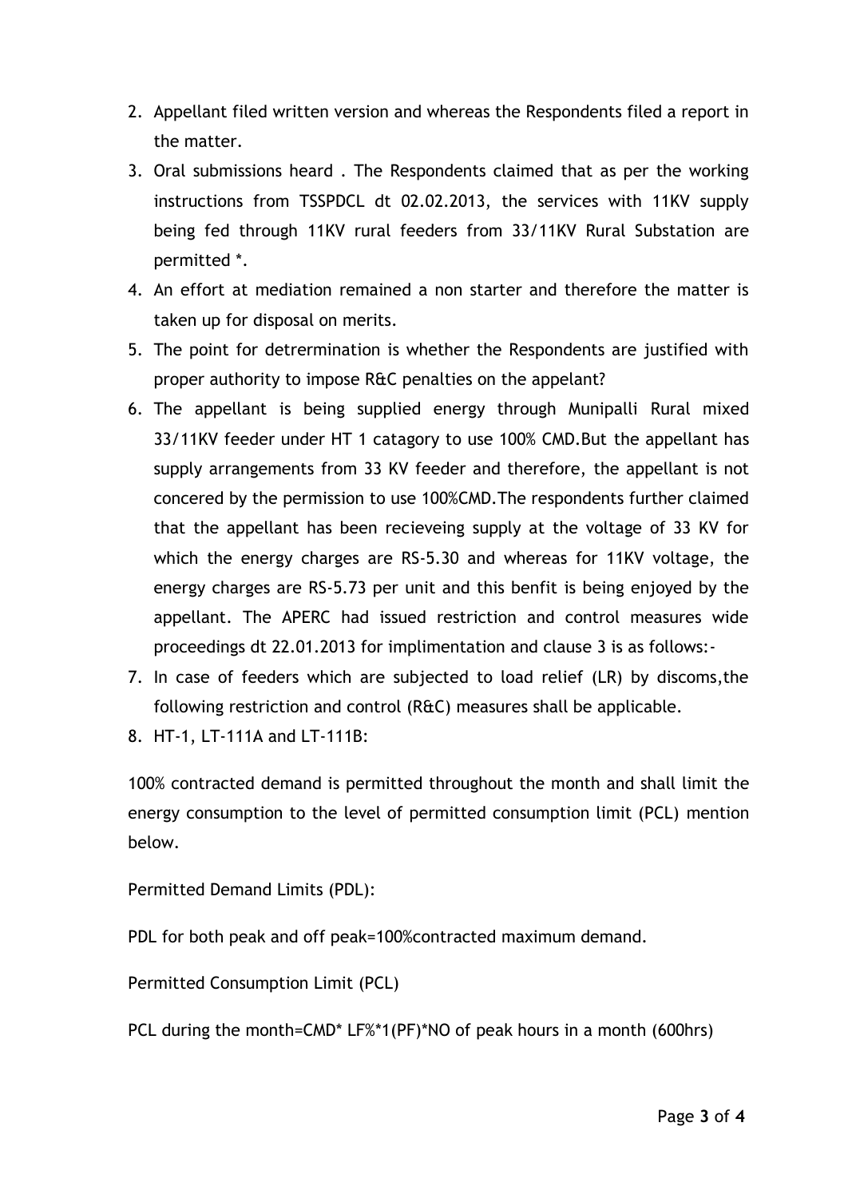2. Appellant filed written version and whereas the Respondents filed a report in the matter.
3. Oral submissions heard . The Respondents claimed that as per the working instructions from TSSPDCL dt 02.02.2013, the services with 11KV supply being fed through 11KV rural feeders from 33/11KV Rural Substation are permitted *.
4. An effort at mediation remained a non starter and therefore the matter is taken up for disposal on merits.
5. The point for detrermination is whether the Respondents are justified with proper authority to impose R&C penalties on the appelant?
6. The appellant is being supplied energy through Munipalli Rural mixed 33/11KV feeder under HT 1 catagory to use 100% CMD.But the appellant has supply arrangements from 33 KV feeder and therefore, the appellant is not concered by the permission to use 100%CMD.The respondents further claimed that the appellant has been recieveing supply at the voltage of 33 KV for which the energy charges are RS-5.30 and whereas for 11KV voltage, the energy charges are RS-5.73 per unit and this benfit is being enjoyed by the appellant. The APERC had issued restriction and control measures wide proceedings dt 22.01.2013 for implimentation and clause 3 is as follows:-
7. In case of feeders which are subjected to load relief (LR) by discoms,the following restriction and control (R&C) measures shall be applicable.
8. HT-1, LT-111A and LT-111B:

100% contracted demand is permitted throughout the month and shall limit the energy consumption to the level of permitted consumption limit (PCL) mention below.

Permitted Demand Limits (PDL):

PDL for both peak and off peak=100%contracted maximum demand.

Permitted Consumption Limit (PCL)

PCL during the month=CMD* LF%*1(PF)*NO of peak hours in a month (600hrs)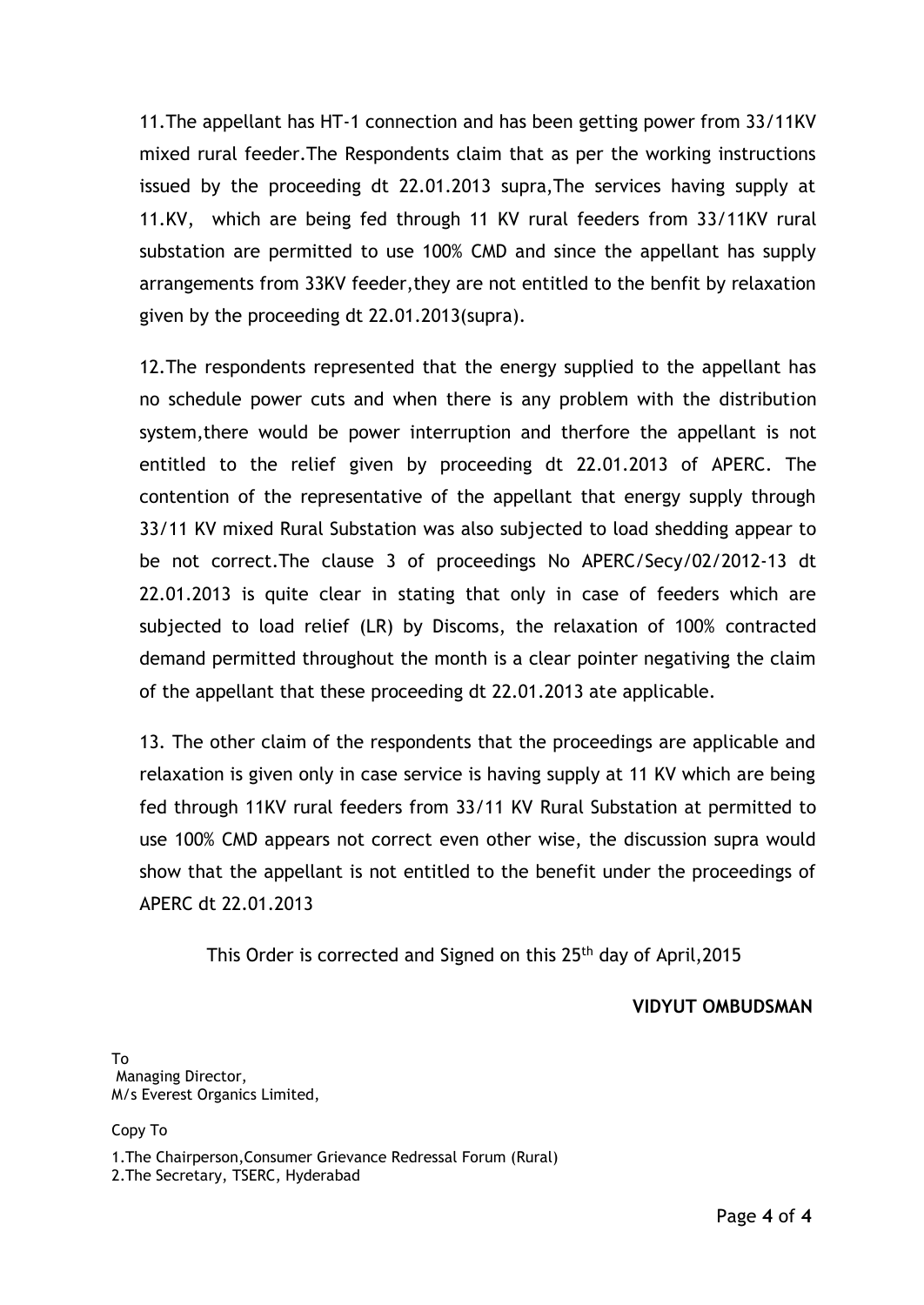11.The appellant has HT-1 connection and has been getting power from 33/11KV mixed rural feeder.The Respondents claim that as per the working instructions issued by the proceeding dt 22.01.2013 supra,The services having supply at 11.KV, which are being fed through 11 KV rural feeders from 33/11KV rural substation are permitted to use 100% CMD and since the appellant has supply arrangements from 33KV feeder,they are not entitled to the benfit by relaxation given by the proceeding dt 22.01.2013(supra).

12.The respondents represented that the energy supplied to the appellant has no schedule power cuts and when there is any problem with the distribution system,there would be power interruption and therfore the appellant is not entitled to the relief given by proceeding dt 22.01.2013 of APERC. The contention of the representative of the appellant that energy supply through 33/11 KV mixed Rural Substation was also subjected to load shedding appear to be not correct.The clause 3 of proceedings No APERC/Secy/02/2012-13 dt 22.01.2013 is quite clear in stating that only in case of feeders which are subjected to load relief (LR) by Discoms, the relaxation of 100% contracted demand permitted throughout the month is a clear pointer negativing the claim of the appellant that these proceeding dt 22.01.2013 ate applicable.

13. The other claim of the respondents that the proceedings are applicable and relaxation is given only in case service is having supply at 11 KV which are being fed through 11KV rural feeders from 33/11 KV Rural Substation at permitted to use 100% CMD appears not correct even other wise, the discussion supra would show that the appellant is not entitled to the benefit under the proceedings of APERC dt 22.01.2013

This Order is corrected and Signed on this 25th day of April,2015

**VIDYUT OMBUDSMAN**

To
Managing Director,
M/s Everest Organics Limited,

Copy To

1.The Chairperson,Consumer Grievance Redressal Forum (Rural)
2.The Secretary, TSERC, Hyderabad